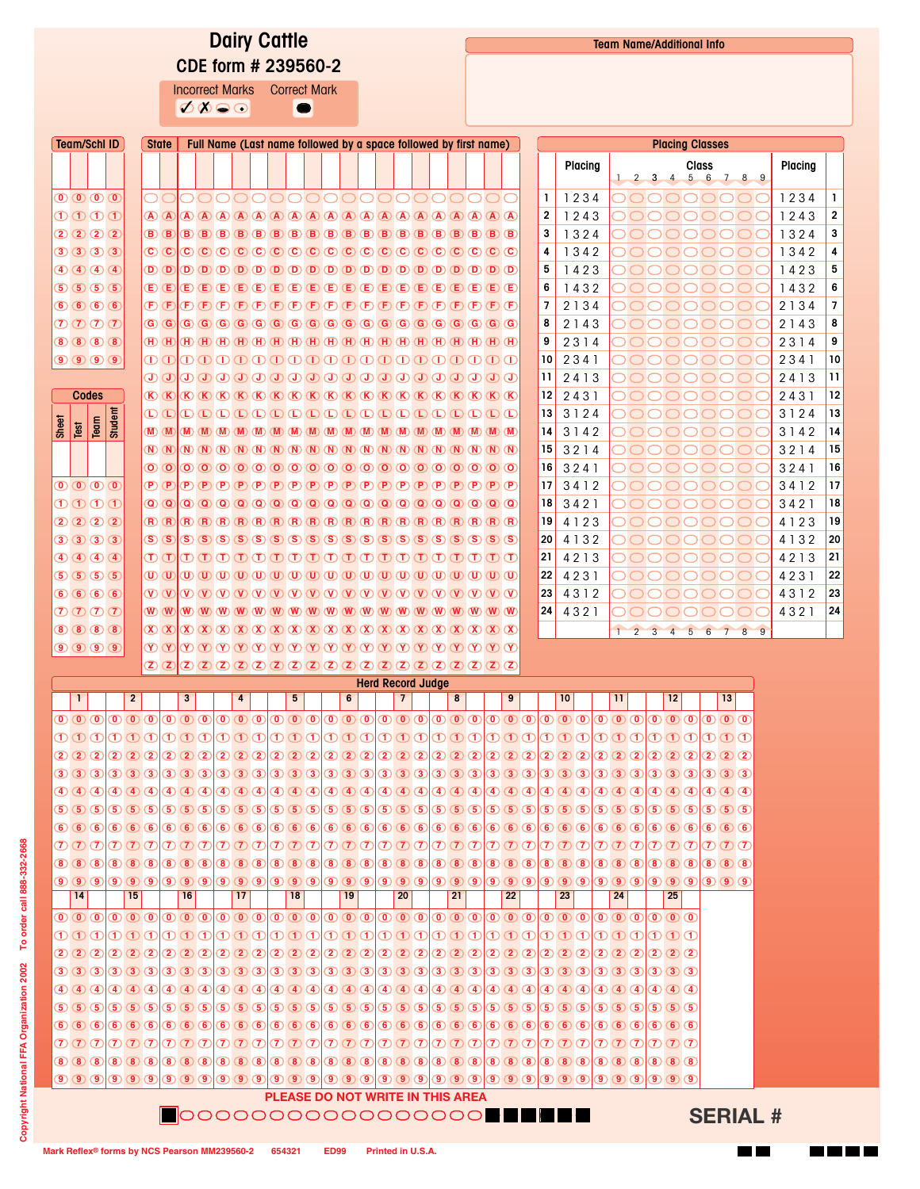# Dairy Cattle

## CDE form # 239560-2

Incorrect Marks ✓ ✗ Correct Mark

**Team Name/Additional Info**

**Team/Schl ID**

**State** | **Full Name (Last name followed by a space followed by first name)**

**Codes**

Sheet | Test | Team | Student

**Placing Classes**

| | Placing | Class 1 2 3 4 5 6 7 8 9 | Placing | |
|---|---|---|---|---|
| 1 | 1 2 3 4 | | 1 2 3 4 | 1 |
| 2 | 1 2 4 3 | | 1 2 4 3 | 2 |
| 3 | 1 3 2 4 | | 1 3 2 4 | 3 |
| 4 | 1 3 4 2 | | 1 3 4 2 | 4 |
| 5 | 1 4 2 3 | | 1 4 2 3 | 5 |
| 6 | 1 4 3 2 | | 1 4 3 2 | 6 |
| 7 | 2 1 3 4 | | 2 1 3 4 | 7 |
| 8 | 2 1 4 3 | | 2 1 4 3 | 8 |
| 9 | 2 3 1 4 | | 2 3 1 4 | 9 |
| 10 | 2 3 4 1 | | 2 3 4 1 | 10 |
| 11 | 2 4 1 3 | | 2 4 1 3 | 11 |
| 12 | 2 4 3 1 | | 2 4 3 1 | 12 |
| 13 | 3 1 2 4 | | 3 1 2 4 | 13 |
| 14 | 3 1 4 2 | | 3 1 4 2 | 14 |
| 15 | 3 2 1 4 | | 3 2 1 4 | 15 |
| 16 | 3 2 4 1 | | 3 2 4 1 | 16 |
| 17 | 3 4 1 2 | | 3 4 1 2 | 17 |
| 18 | 3 4 2 1 | | 3 4 2 1 | 18 |
| 19 | 4 1 2 3 | | 4 1 2 3 | 19 |
| 20 | 4 1 3 2 | | 4 1 3 2 | 20 |
| 21 | 4 2 1 3 | | 4 2 1 3 | 21 |
| 22 | 4 2 3 1 | | 4 2 3 1 | 22 |
| 23 | 4 3 1 2 | | 4 3 1 2 | 23 |
| 24 | 4 3 2 1 | | 4 3 2 1 | 24 |

**Herd Record Judge**

1 2 3 4 5 6 7 8 9 10 11 12 13

14 15 16 17 18 19 20 21 22 23 24 25

PLEASE DO NOT WRITE IN THIS AREA

SERIAL #

Copyright National FFA Organization 2002 To order call 888-332-2668

Mark Reflex® forms by NCS Pearson MM239560-2 654321 ED99 Printed in U.S.A.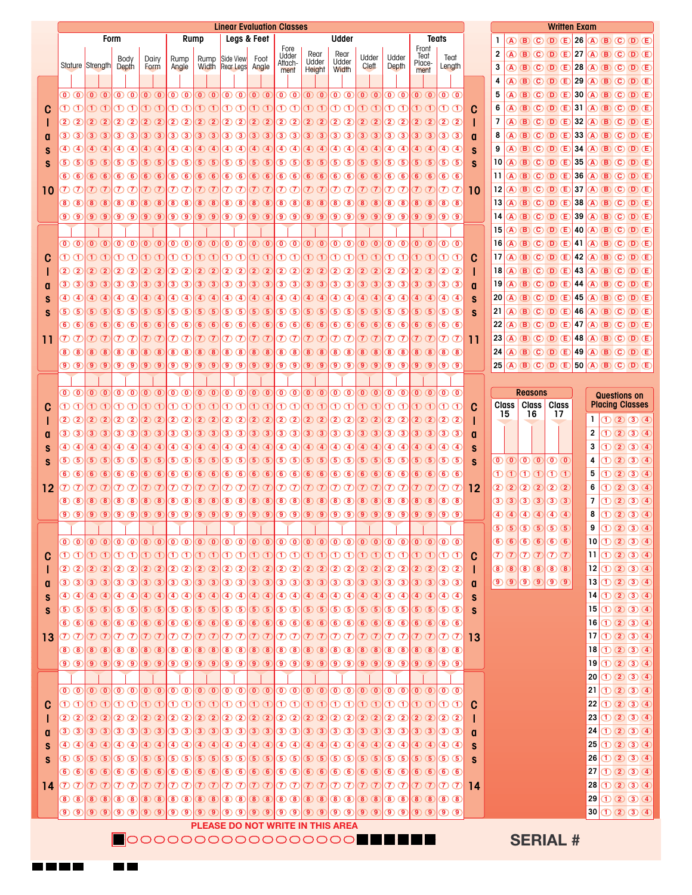## Linear Evaluation Classes

| Form | | | | Rump | | Legs & Feet | | Udder | | | | | Teats | |
|---|---|---|---|---|---|---|---|---|---|---|---|---|---|---|
| Stature | Strength | Body Depth | Dairy Form | Rump Angle | Rump Width | Side View Rear Legs | Foot Angle | Fore Udder Attach-ment | Rear Udder Height | Rear Udder Width | Udder Cleft | Udder Depth | Front Teat Place-ment | Teat Length |

Class 10

Class 11

Class 12

Class 13

Class 14

## Written Exam

| | | | |
|---|---|---|---|
| 1 | A B C D E | 26 | A B C D E |
| 2 | A B C D E | 27 | A B C D E |
| 3 | A B C D E | 28 | A B C D E |
| 4 | A B C D E | 29 | A B C D E |
| 5 | A B C D E | 30 | A B C D E |
| 6 | A B C D E | 31 | A B C D E |
| 7 | A B C D E | 32 | A B C D E |
| 8 | A B C D E | 33 | A B C D E |
| 9 | A B C D E | 34 | A B C D E |
| 10 | A B C D E | 35 | A B C D E |
| 11 | A B C D E | 36 | A B C D E |
| 12 | A B C D E | 37 | A B C D E |
| 13 | A B C D E | 38 | A B C D E |
| 14 | A B C D E | 39 | A B C D E |
| 15 | A B C D E | 40 | A B C D E |
| 16 | A B C D E | 41 | A B C D E |
| 17 | A B C D E | 42 | A B C D E |
| 18 | A B C D E | 43 | A B C D E |
| 19 | A B C D E | 44 | A B C D E |
| 20 | A B C D E | 45 | A B C D E |
| 21 | A B C D E | 46 | A B C D E |
| 22 | A B C D E | 47 | A B C D E |
| 23 | A B C D E | 48 | A B C D E |
| 24 | A B C D E | 49 | A B C D E |
| 25 | A B C D E | 50 | A B C D E |

## Reasons

| Class 15 | Class 16 | Class 17 |
|---|---|---|

## Questions on Placing Classes

| | |
|---|---|
| 1 | 1 2 3 4 |
| 2 | 1 2 3 4 |
| 3 | 1 2 3 4 |
| 4 | 1 2 3 4 |
| 5 | 1 2 3 4 |
| 6 | 1 2 3 4 |
| 7 | 1 2 3 4 |
| 8 | 1 2 3 4 |
| 9 | 1 2 3 4 |
| 10 | 1 2 3 4 |
| 11 | 1 2 3 4 |
| 12 | 1 2 3 4 |
| 13 | 1 2 3 4 |
| 14 | 1 2 3 4 |
| 15 | 1 2 3 4 |
| 16 | 1 2 3 4 |
| 17 | 1 2 3 4 |
| 18 | 1 2 3 4 |
| 19 | 1 2 3 4 |
| 20 | 1 2 3 4 |
| 21 | 1 2 3 4 |
| 22 | 1 2 3 4 |
| 23 | 1 2 3 4 |
| 24 | 1 2 3 4 |
| 25 | 1 2 3 4 |
| 26 | 1 2 3 4 |
| 27 | 1 2 3 4 |
| 28 | 1 2 3 4 |
| 29 | 1 2 3 4 |
| 30 | 1 2 3 4 |

PLEASE DO NOT WRITE IN THIS AREA

SERIAL #